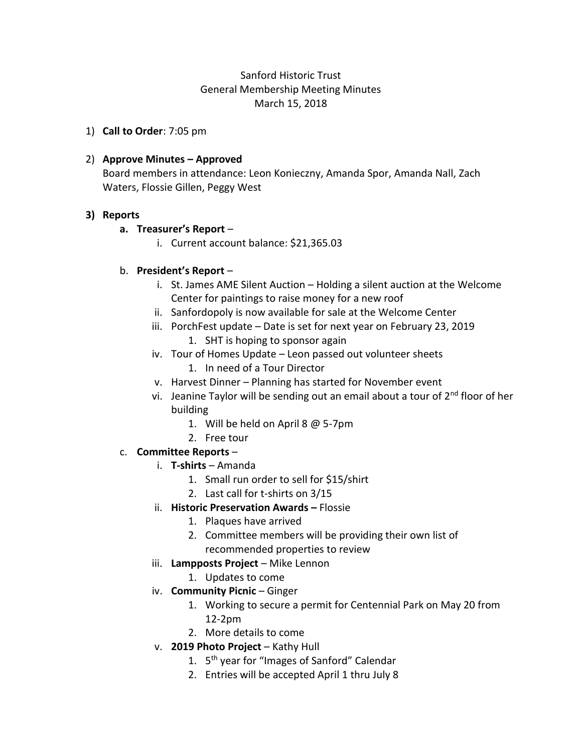Sanford Historic Trust
General Membership Meeting Minutes
March 15, 2018

1) **Call to Order**: 7:05 pm

2) **Approve Minutes – Approved**
   Board members in attendance: Leon Konieczny, Amanda Spor, Amanda Nall, Zach Waters, Flossie Gillen, Peggy West

3) **Reports**
   a. **Treasurer's Report** –
      i. Current account balance: $21,365.03

   b. **President's Report** –
      i. St. James AME Silent Auction – Holding a silent auction at the Welcome Center for paintings to raise money for a new roof
      ii. Sanfordopoly is now available for sale at the Welcome Center
      iii. PorchFest update – Date is set for next year on February 23, 2019
         1. SHT is hoping to sponsor again
      iv. Tour of Homes Update – Leon passed out volunteer sheets
         1. In need of a Tour Director
      v. Harvest Dinner – Planning has started for November event
      vi. Jeanine Taylor will be sending out an email about a tour of 2nd floor of her building
         1. Will be held on April 8 @ 5-7pm
         2. Free tour

   c. **Committee Reports** –
      i. **T-shirts** – Amanda
         1. Small run order to sell for $15/shirt
         2. Last call for t-shirts on 3/15
      ii. **Historic Preservation Awards –** Flossie
         1. Plaques have arrived
         2. Committee members will be providing their own list of recommended properties to review
      iii. **Lampposts Project** – Mike Lennon
         1. Updates to come
      iv. **Community Picnic** – Ginger
         1. Working to secure a permit for Centennial Park on May 20 from 12-2pm
         2. More details to come
      v. **2019 Photo Project** – Kathy Hull
         1. 5th year for "Images of Sanford" Calendar
         2. Entries will be accepted April 1 thru July 8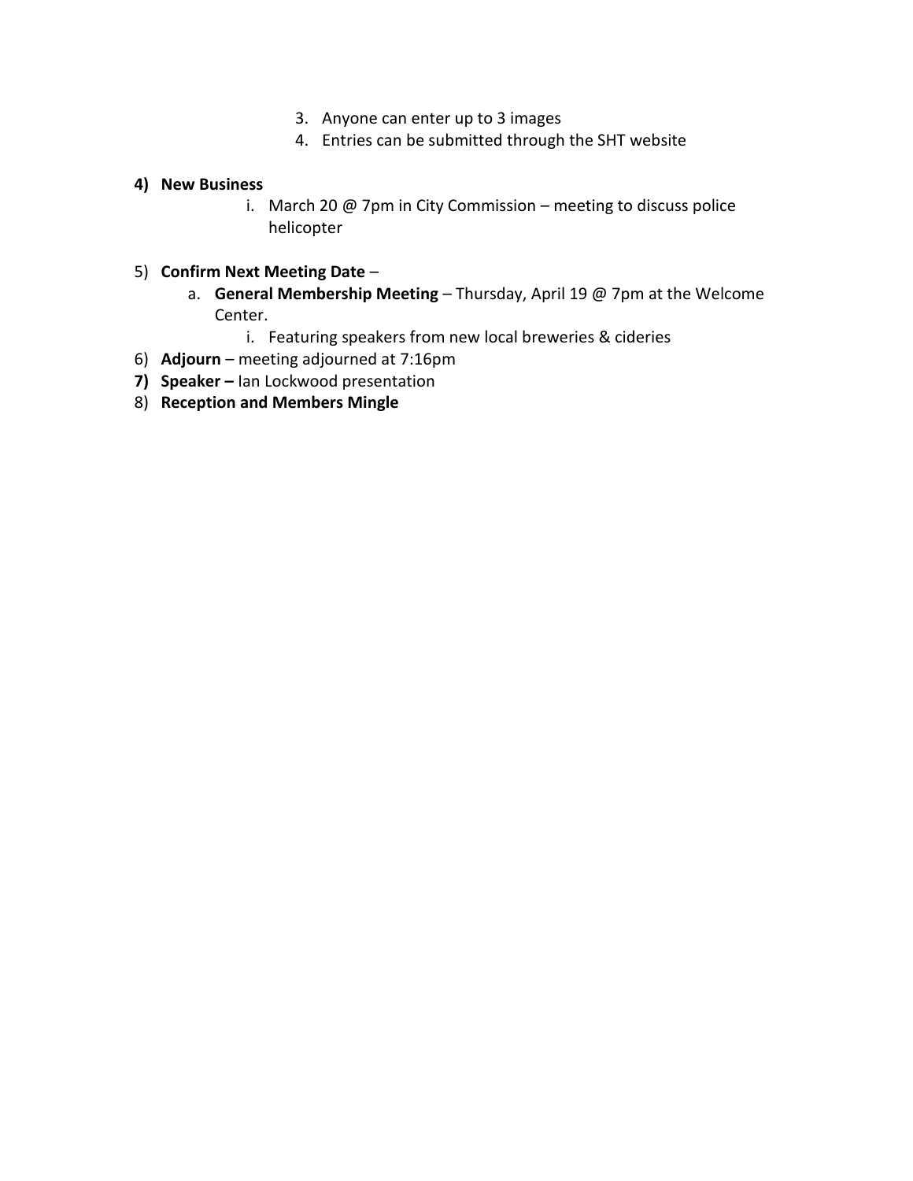3. Anyone can enter up to 3 images
4. Entries can be submitted through the SHT website

**4) New Business**

i. March 20 @ 7pm in City Commission – meeting to discuss police helicopter

5) **Confirm Next Meeting Date** –

a. **General Membership Meeting** – Thursday, April 19 @ 7pm at the Welcome Center.

i. Featuring speakers from new local breweries & cideries

6) **Adjourn** – meeting adjourned at 7:16pm

**7) Speaker –** Ian Lockwood presentation

8) **Reception and Members Mingle**